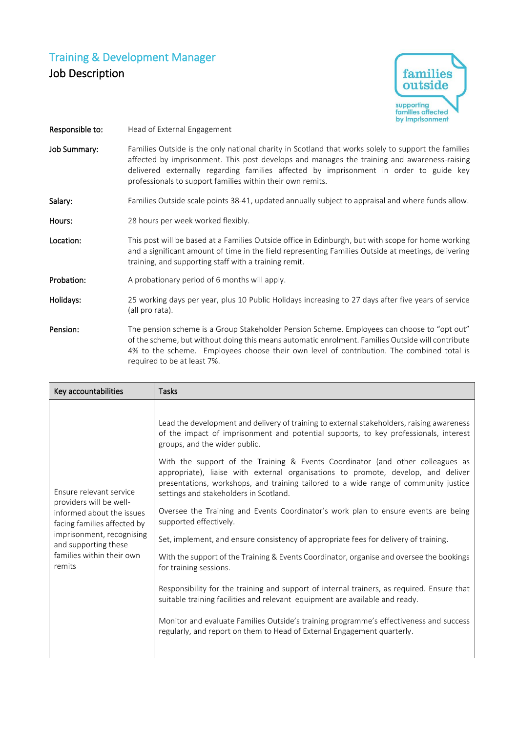# Training & Development Manager

## Job Description

**Responsible to:** Head of External Engagement

**Job Summary:** Families Outside is the only national charity in Scotland that works solely to support the families affected by imprisonment. This post develops and manages the training and awareness-raising delivered externally regarding families affected by imprisonment in order to guide key professionals to support families within their own remits.

**Salary:** Families Outside scale points 38-41, updated annually subject to appraisal and where funds allow.

**Hours:** 28 hours per week worked flexibly.

**Location:** This post will be based at a Families Outside office in Edinburgh, but with scope for home working and a significant amount of time in the field representing Families Outside at meetings, delivering training, and supporting staff with a training remit.

**Probation:** A probationary period of 6 months will apply.

**Holidays:** 25 working days per year, plus 10 Public Holidays increasing to 27 days after five years of service (all pro rata).

**Pension:** The pension scheme is a Group Stakeholder Pension Scheme. Employees can choose to "opt out" of the scheme, but without doing this means automatic enrolment. Families Outside will contribute 4% to the scheme. Employees choose their own level of contribution. The combined total is required to be at least 7%.

| Key accountabilities | Tasks |
| --- | --- |
| Ensure relevant service providers will be well-informed about the issues facing families affected by imprisonment, recognising and supporting these families within their own remits | Lead the development and delivery of training to external stakeholders, raising awareness of the impact of imprisonment and potential supports, to key professionals, interest groups, and the wider public.<br><br>With the support of the Training & Events Coordinator (and other colleagues as appropriate), liaise with external organisations to promote, develop, and deliver presentations, workshops, and training tailored to a wide range of community justice settings and stakeholders in Scotland.<br><br>Oversee the Training and Events Coordinator's work plan to ensure events are being supported effectively.<br><br>Set, implement, and ensure consistency of appropriate fees for delivery of training.<br><br>With the support of the Training & Events Coordinator, organise and oversee the bookings for training sessions.<br><br>Responsibility for the training and support of internal trainers, as required. Ensure that suitable training facilities and relevant equipment are available and ready.<br><br>Monitor and evaluate Families Outside's training programme's effectiveness and success regularly, and report on them to Head of External Engagement quarterly. |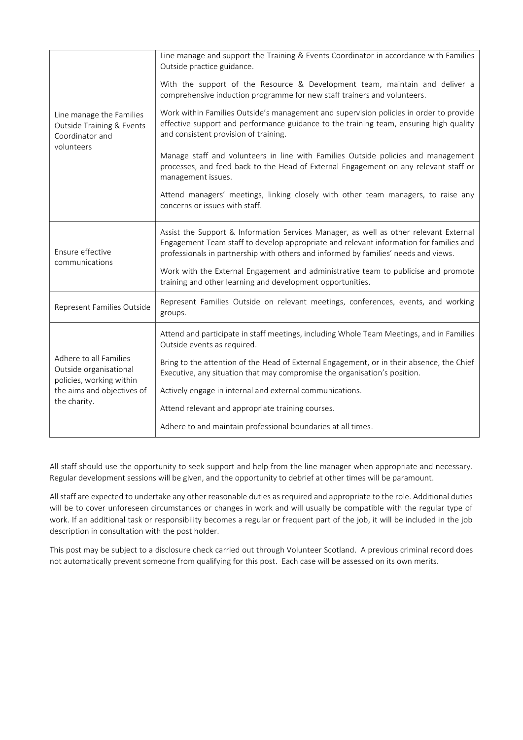| | |
|---|---|
| Line manage the Families Outside Training & Events Coordinator and volunteers | Line manage and support the Training & Events Coordinator in accordance with Families Outside practice guidance.<br><br>With the support of the Resource & Development team, maintain and deliver a comprehensive induction programme for new staff trainers and volunteers.<br><br>Work within Families Outside's management and supervision policies in order to provide effective support and performance guidance to the training team, ensuring high quality and consistent provision of training.<br><br>Manage staff and volunteers in line with Families Outside policies and management processes, and feed back to the Head of External Engagement on any relevant staff or management issues.<br><br>Attend managers' meetings, linking closely with other team managers, to raise any concerns or issues with staff. |
| Ensure effective communications | Assist the Support & Information Services Manager, as well as other relevant External Engagement Team staff to develop appropriate and relevant information for families and professionals in partnership with others and informed by families' needs and views.<br><br>Work with the External Engagement and administrative team to publicise and promote training and other learning and development opportunities. |
| Represent Families Outside | Represent Families Outside on relevant meetings, conferences, events, and working groups. |
| Adhere to all Families Outside organisational policies, working within the aims and objectives of the charity. | Attend and participate in staff meetings, including Whole Team Meetings, and in Families Outside events as required.<br><br>Bring to the attention of the Head of External Engagement, or in their absence, the Chief Executive, any situation that may compromise the organisation's position.<br><br>Actively engage in internal and external communications.<br><br>Attend relevant and appropriate training courses.<br><br>Adhere to and maintain professional boundaries at all times. |

All staff should use the opportunity to seek support and help from the line manager when appropriate and necessary. Regular development sessions will be given, and the opportunity to debrief at other times will be paramount.

All staff are expected to undertake any other reasonable duties as required and appropriate to the role. Additional duties will be to cover unforeseen circumstances or changes in work and will usually be compatible with the regular type of work. If an additional task or responsibility becomes a regular or frequent part of the job, it will be included in the job description in consultation with the post holder.

This post may be subject to a disclosure check carried out through Volunteer Scotland. A previous criminal record does not automatically prevent someone from qualifying for this post. Each case will be assessed on its own merits.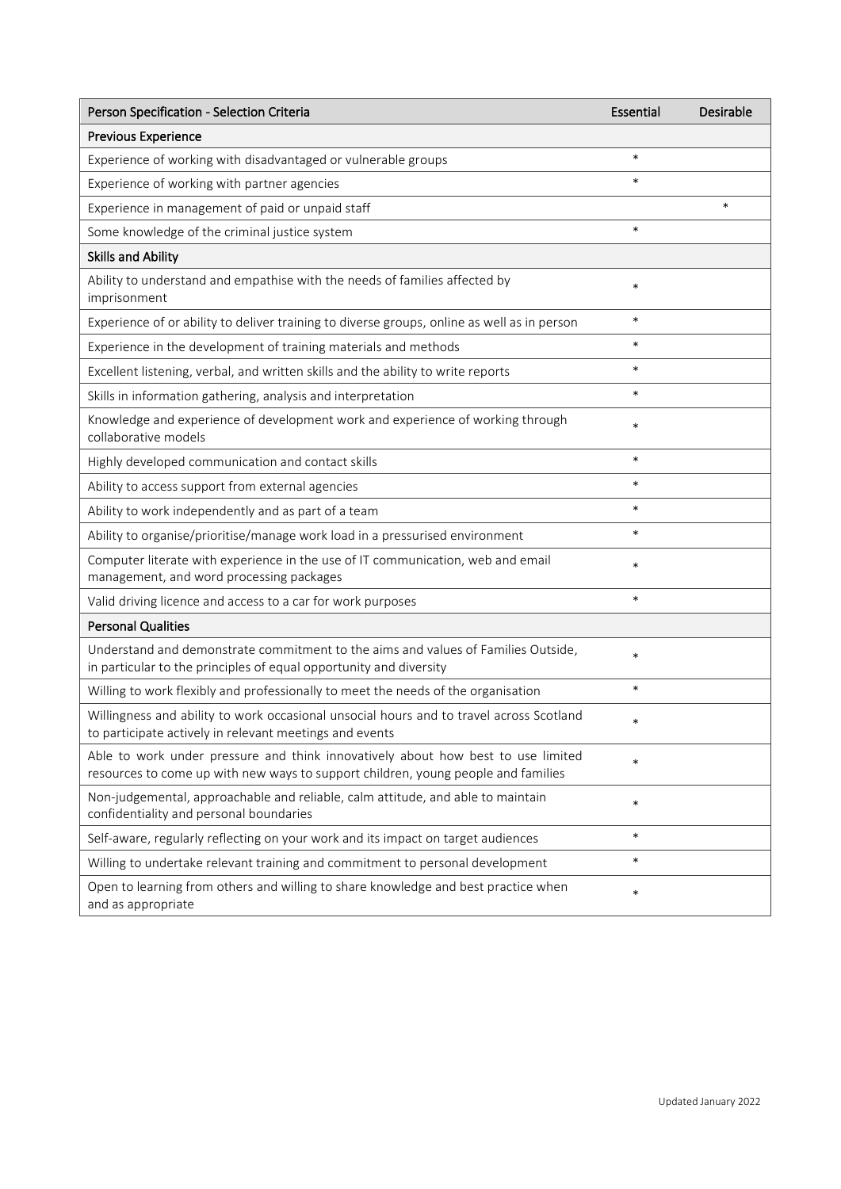| Person Specification - Selection Criteria | Essential | Desirable |
|---|---|---|
| **Previous Experience** | | |
| Experience of working with disadvantaged or vulnerable groups | * | |
| Experience of working with partner agencies | * | |
| Experience in management of paid or unpaid staff | | * |
| Some knowledge of the criminal justice system | * | |
| **Skills and Ability** | | |
| Ability to understand and empathise with the needs of families affected by imprisonment | * | |
| Experience of or ability to deliver training to diverse groups, online as well as in person | * | |
| Experience in the development of training materials and methods | * | |
| Excellent listening, verbal, and written skills and the ability to write reports | * | |
| Skills in information gathering, analysis and interpretation | * | |
| Knowledge and experience of development work and experience of working through collaborative models | * | |
| Highly developed communication and contact skills | * | |
| Ability to access support from external agencies | * | |
| Ability to work independently and as part of a team | * | |
| Ability to organise/prioritise/manage work load in a pressurised environment | * | |
| Computer literate with experience in the use of IT communication, web and email management, and word processing packages | * | |
| Valid driving licence and access to a car for work purposes | * | |
| **Personal Qualities** | | |
| Understand and demonstrate commitment to the aims and values of Families Outside, in particular to the principles of equal opportunity and diversity | * | |
| Willing to work flexibly and professionally to meet the needs of the organisation | * | |
| Willingness and ability to work occasional unsocial hours and to travel across Scotland to participate actively in relevant meetings and events | * | |
| Able to work under pressure and think innovatively about how best to use limited resources to come up with new ways to support children, young people and families | * | |
| Non-judgemental, approachable and reliable, calm attitude, and able to maintain confidentiality and personal boundaries | * | |
| Self-aware, regularly reflecting on your work and its impact on target audiences | * | |
| Willing to undertake relevant training and commitment to personal development | * | |
| Open to learning from others and willing to share knowledge and best practice when and as appropriate | * | |

Updated January 2022